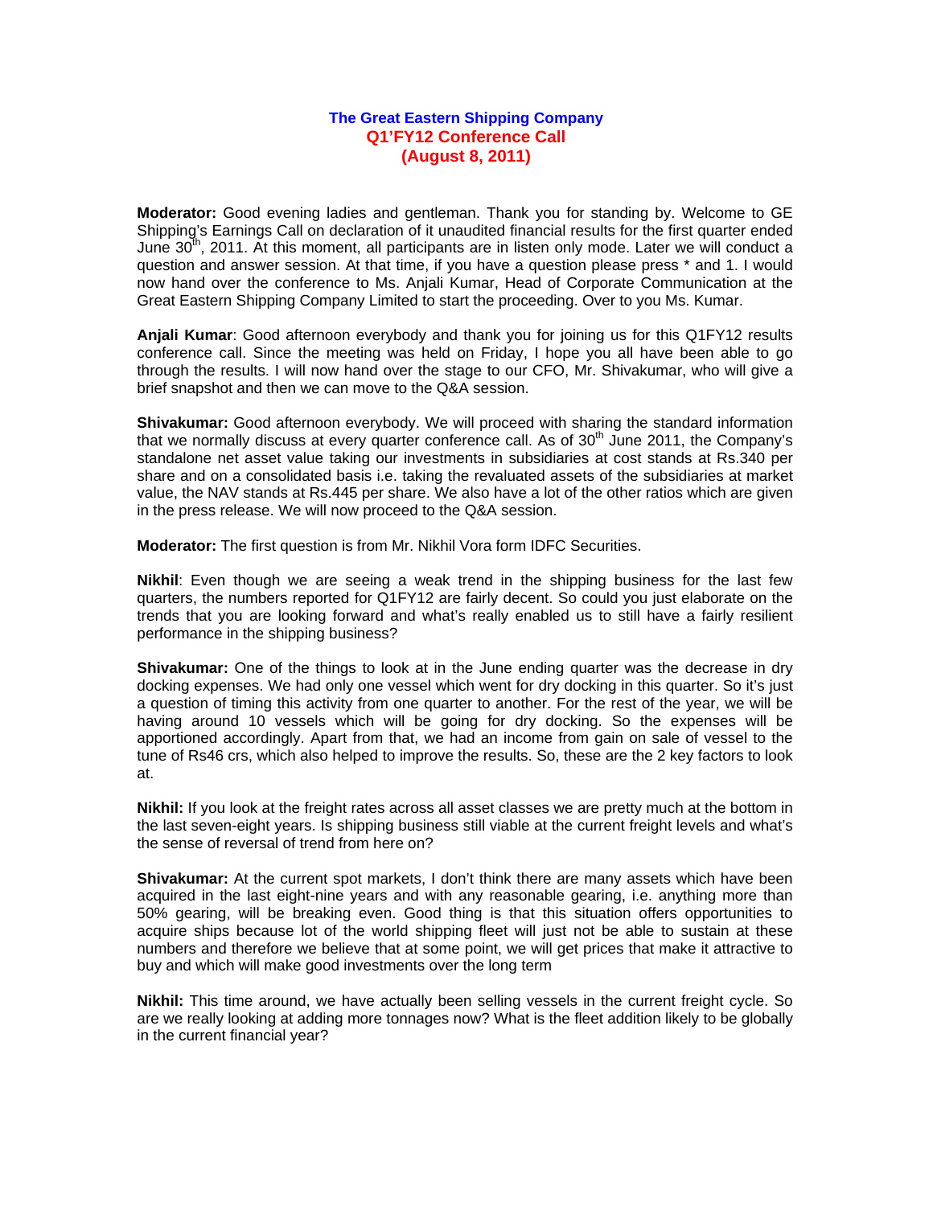# The Great Eastern Shipping Company
## Q1'FY12 Conference Call
## (August 8, 2011)

**Moderator:** Good evening ladies and gentleman. Thank you for standing by. Welcome to GE Shipping's Earnings Call on declaration of it unaudited financial results for the first quarter ended June 30th, 2011. At this moment, all participants are in listen only mode. Later we will conduct a question and answer session. At that time, if you have a question please press * and 1. I would now hand over the conference to Ms. Anjali Kumar, Head of Corporate Communication at the Great Eastern Shipping Company Limited to start the proceeding. Over to you Ms. Kumar.

**Anjali Kumar**: Good afternoon everybody and thank you for joining us for this Q1FY12 results conference call. Since the meeting was held on Friday, I hope you all have been able to go through the results. I will now hand over the stage to our CFO, Mr. Shivakumar, who will give a brief snapshot and then we can move to the Q&A session.

**Shivakumar:** Good afternoon everybody. We will proceed with sharing the standard information that we normally discuss at every quarter conference call. As of 30th June 2011, the Company's standalone net asset value taking our investments in subsidiaries at cost stands at Rs.340 per share and on a consolidated basis i.e. taking the revaluated assets of the subsidiaries at market value, the NAV stands at Rs.445 per share. We also have a lot of the other ratios which are given in the press release. We will now proceed to the Q&A session.

**Moderator:** The first question is from Mr. Nikhil Vora form IDFC Securities.

**Nikhil**: Even though we are seeing a weak trend in the shipping business for the last few quarters, the numbers reported for Q1FY12 are fairly decent. So could you just elaborate on the trends that you are looking forward and what's really enabled us to still have a fairly resilient performance in the shipping business?

**Shivakumar:** One of the things to look at in the June ending quarter was the decrease in dry docking expenses. We had only one vessel which went for dry docking in this quarter. So it's just a question of timing this activity from one quarter to another. For the rest of the year, we will be having around 10 vessels which will be going for dry docking. So the expenses will be apportioned accordingly. Apart from that, we had an income from gain on sale of vessel to the tune of Rs46 crs, which also helped to improve the results. So, these are the 2 key factors to look at.

**Nikhil:** If you look at the freight rates across all asset classes we are pretty much at the bottom in the last seven-eight years. Is shipping business still viable at the current freight levels and what's the sense of reversal of trend from here on?

**Shivakumar:** At the current spot markets, I don't think there are many assets which have been acquired in the last eight-nine years and with any reasonable gearing, i.e. anything more than 50% gearing, will be breaking even. Good thing is that this situation offers opportunities to acquire ships because lot of the world shipping fleet will just not be able to sustain at these numbers and therefore we believe that at some point, we will get prices that make it attractive to buy and which will make good investments over the long term

**Nikhil:** This time around, we have actually been selling vessels in the current freight cycle. So are we really looking at adding more tonnages now? What is the fleet addition likely to be globally in the current financial year?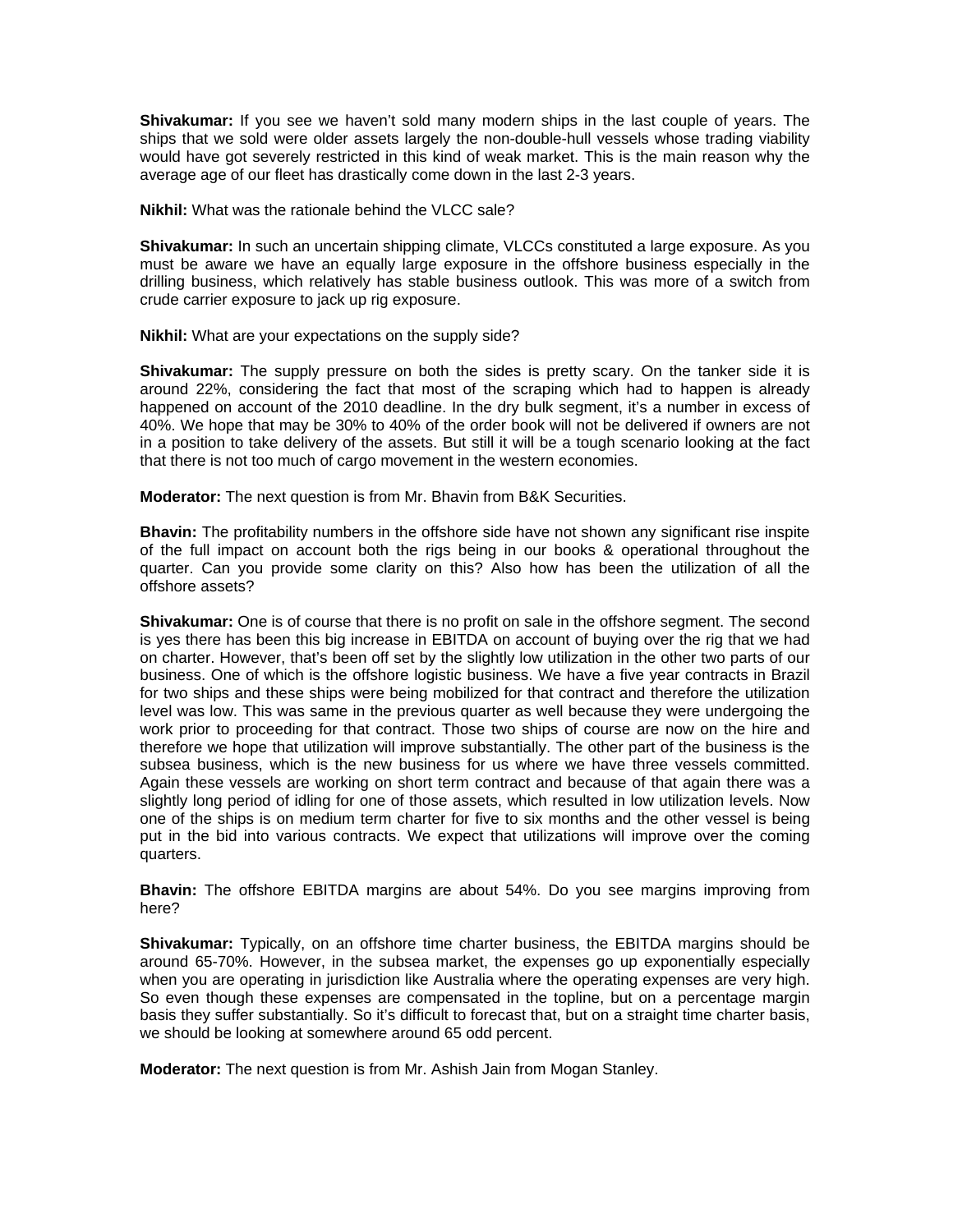**Shivakumar:** If you see we haven't sold many modern ships in the last couple of years. The ships that we sold were older assets largely the non-double-hull vessels whose trading viability would have got severely restricted in this kind of weak market. This is the main reason why the average age of our fleet has drastically come down in the last 2-3 years.

**Nikhil:** What was the rationale behind the VLCC sale?

**Shivakumar:** In such an uncertain shipping climate, VLCCs constituted a large exposure. As you must be aware we have an equally large exposure in the offshore business especially in the drilling business, which relatively has stable business outlook. This was more of a switch from crude carrier exposure to jack up rig exposure.

**Nikhil:** What are your expectations on the supply side?

**Shivakumar:** The supply pressure on both the sides is pretty scary. On the tanker side it is around 22%, considering the fact that most of the scraping which had to happen is already happened on account of the 2010 deadline. In the dry bulk segment, it's a number in excess of 40%. We hope that may be 30% to 40% of the order book will not be delivered if owners are not in a position to take delivery of the assets. But still it will be a tough scenario looking at the fact that there is not too much of cargo movement in the western economies.

**Moderator:** The next question is from Mr. Bhavin from B&K Securities.

**Bhavin:** The profitability numbers in the offshore side have not shown any significant rise inspite of the full impact on account both the rigs being in our books & operational throughout the quarter. Can you provide some clarity on this? Also how has been the utilization of all the offshore assets?

**Shivakumar:** One is of course that there is no profit on sale in the offshore segment. The second is yes there has been this big increase in EBITDA on account of buying over the rig that we had on charter. However, that's been off set by the slightly low utilization in the other two parts of our business. One of which is the offshore logistic business. We have a five year contracts in Brazil for two ships and these ships were being mobilized for that contract and therefore the utilization level was low. This was same in the previous quarter as well because they were undergoing the work prior to proceeding for that contract. Those two ships of course are now on the hire and therefore we hope that utilization will improve substantially. The other part of the business is the subsea business, which is the new business for us where we have three vessels committed. Again these vessels are working on short term contract and because of that again there was a slightly long period of idling for one of those assets, which resulted in low utilization levels. Now one of the ships is on medium term charter for five to six months and the other vessel is being put in the bid into various contracts. We expect that utilizations will improve over the coming quarters.

**Bhavin:** The offshore EBITDA margins are about 54%. Do you see margins improving from here?

**Shivakumar:** Typically, on an offshore time charter business, the EBITDA margins should be around 65-70%. However, in the subsea market, the expenses go up exponentially especially when you are operating in jurisdiction like Australia where the operating expenses are very high. So even though these expenses are compensated in the topline, but on a percentage margin basis they suffer substantially. So it's difficult to forecast that, but on a straight time charter basis, we should be looking at somewhere around 65 odd percent.

**Moderator:** The next question is from Mr. Ashish Jain from Mogan Stanley.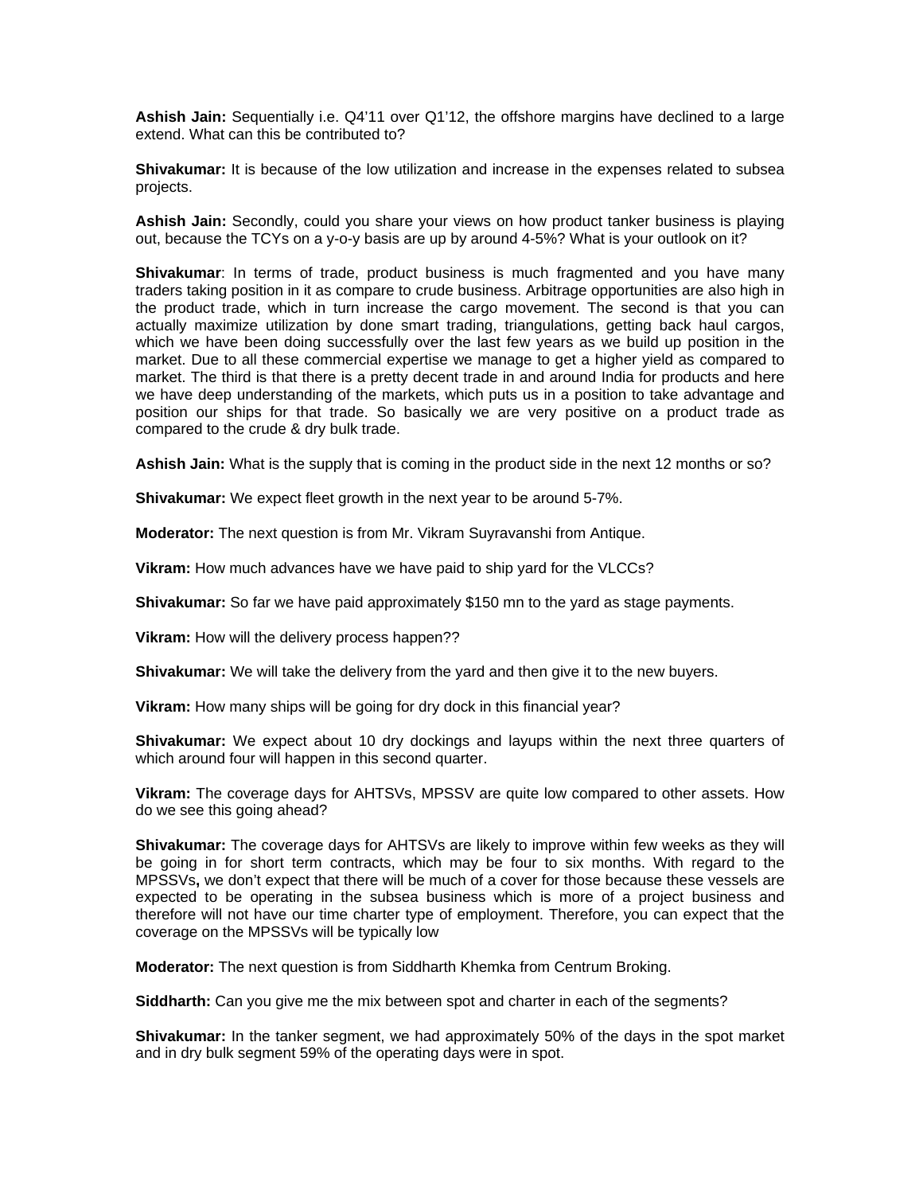**Ashish Jain:** Sequentially i.e. Q4'11 over Q1'12, the offshore margins have declined to a large extend. What can this be contributed to?

**Shivakumar:** It is because of the low utilization and increase in the expenses related to subsea projects.

**Ashish Jain:** Secondly, could you share your views on how product tanker business is playing out, because the TCYs on a y-o-y basis are up by around 4-5%? What is your outlook on it?

**Shivakumar**: In terms of trade, product business is much fragmented and you have many traders taking position in it as compare to crude business. Arbitrage opportunities are also high in the product trade, which in turn increase the cargo movement. The second is that you can actually maximize utilization by done smart trading, triangulations, getting back haul cargos, which we have been doing successfully over the last few years as we build up position in the market. Due to all these commercial expertise we manage to get a higher yield as compared to market. The third is that there is a pretty decent trade in and around India for products and here we have deep understanding of the markets, which puts us in a position to take advantage and position our ships for that trade. So basically we are very positive on a product trade as compared to the crude & dry bulk trade.

**Ashish Jain:** What is the supply that is coming in the product side in the next 12 months or so?

**Shivakumar:** We expect fleet growth in the next year to be around 5-7%.

**Moderator:** The next question is from Mr. Vikram Suyravanshi from Antique.

**Vikram:** How much advances have we have paid to ship yard for the VLCCs?

**Shivakumar:** So far we have paid approximately $150 mn to the yard as stage payments.

**Vikram:** How will the delivery process happen??

**Shivakumar:** We will take the delivery from the yard and then give it to the new buyers.

**Vikram:** How many ships will be going for dry dock in this financial year?

**Shivakumar:** We expect about 10 dry dockings and layups within the next three quarters of which around four will happen in this second quarter.

**Vikram:** The coverage days for AHTSVs, MPSSV are quite low compared to other assets. How do we see this going ahead?

**Shivakumar:** The coverage days for AHTSVs are likely to improve within few weeks as they will be going in for short term contracts, which may be four to six months. With regard to the MPSSVs**,** we don't expect that there will be much of a cover for those because these vessels are expected to be operating in the subsea business which is more of a project business and therefore will not have our time charter type of employment. Therefore, you can expect that the coverage on the MPSSVs will be typically low

**Moderator:** The next question is from Siddharth Khemka from Centrum Broking.

**Siddharth:** Can you give me the mix between spot and charter in each of the segments?

**Shivakumar:** In the tanker segment, we had approximately 50% of the days in the spot market and in dry bulk segment 59% of the operating days were in spot.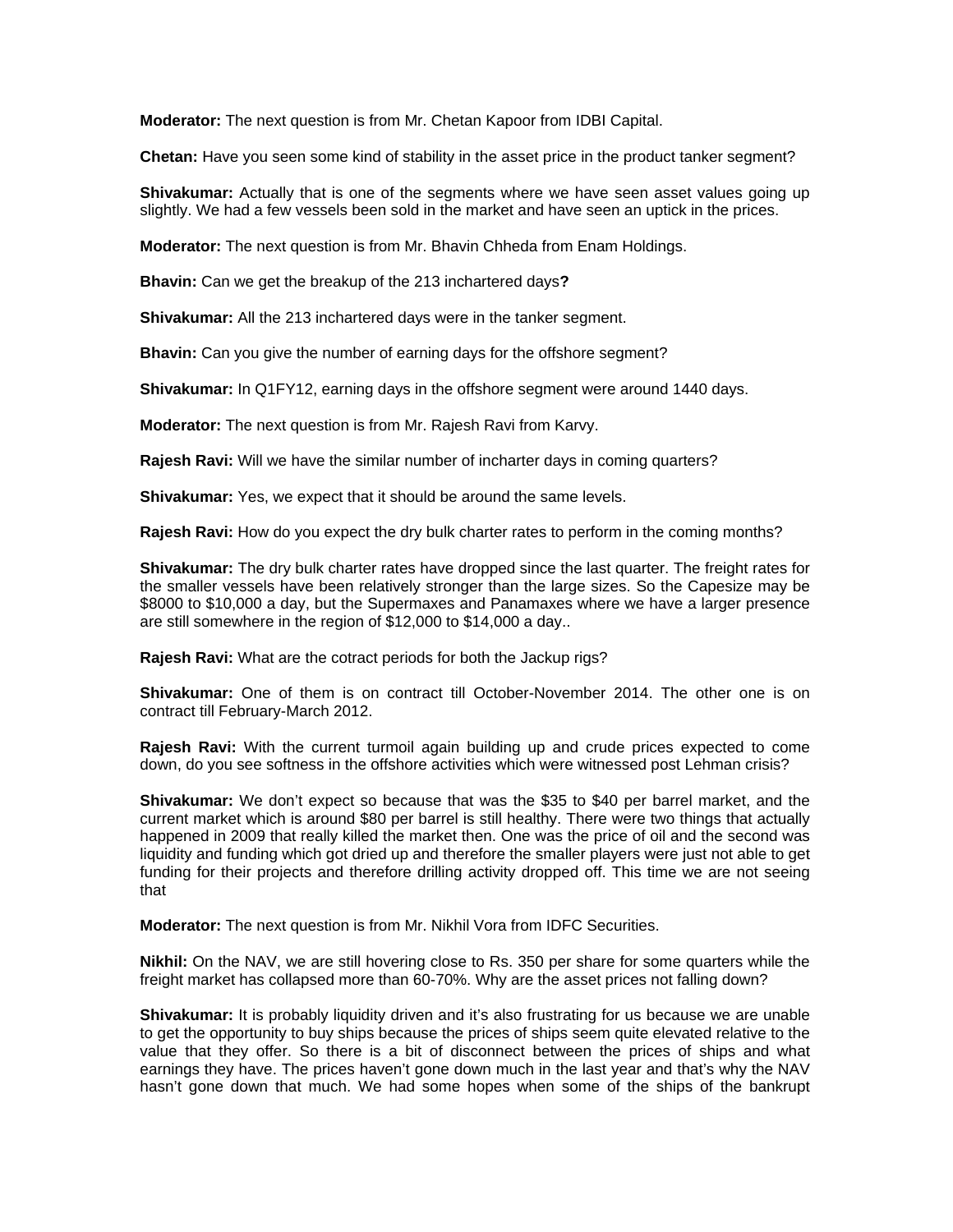**Moderator:** The next question is from Mr. Chetan Kapoor from IDBI Capital.

**Chetan:** Have you seen some kind of stability in the asset price in the product tanker segment?

**Shivakumar:** Actually that is one of the segments where we have seen asset values going up slightly. We had a few vessels been sold in the market and have seen an uptick in the prices.

**Moderator:** The next question is from Mr. Bhavin Chheda from Enam Holdings.

**Bhavin:** Can we get the breakup of the 213 inchartered days**?**

**Shivakumar:** All the 213 inchartered days were in the tanker segment.

**Bhavin:** Can you give the number of earning days for the offshore segment?

**Shivakumar:** In Q1FY12, earning days in the offshore segment were around 1440 days.

**Moderator:** The next question is from Mr. Rajesh Ravi from Karvy.

**Rajesh Ravi:** Will we have the similar number of incharter days in coming quarters?

**Shivakumar:** Yes, we expect that it should be around the same levels.

**Rajesh Ravi:** How do you expect the dry bulk charter rates to perform in the coming months?

**Shivakumar:** The dry bulk charter rates have dropped since the last quarter. The freight rates for the smaller vessels have been relatively stronger than the large sizes. So the Capesize may be $8000 to $10,000 a day, but the Supermaxes and Panamaxes where we have a larger presence are still somewhere in the region of $12,000 to $14,000 a day..

**Rajesh Ravi:** What are the cotract periods for both the Jackup rigs?

**Shivakumar:** One of them is on contract till October-November 2014. The other one is on contract till February-March 2012.

**Rajesh Ravi:** With the current turmoil again building up and crude prices expected to come down, do you see softness in the offshore activities which were witnessed post Lehman crisis?

**Shivakumar:** We don't expect so because that was the $35 to $40 per barrel market, and the current market which is around $80 per barrel is still healthy. There were two things that actually happened in 2009 that really killed the market then. One was the price of oil and the second was liquidity and funding which got dried up and therefore the smaller players were just not able to get funding for their projects and therefore drilling activity dropped off. This time we are not seeing that

**Moderator:** The next question is from Mr. Nikhil Vora from IDFC Securities.

**Nikhil:** On the NAV, we are still hovering close to Rs. 350 per share for some quarters while the freight market has collapsed more than 60-70%. Why are the asset prices not falling down?

**Shivakumar:** It is probably liquidity driven and it's also frustrating for us because we are unable to get the opportunity to buy ships because the prices of ships seem quite elevated relative to the value that they offer. So there is a bit of disconnect between the prices of ships and what earnings they have. The prices haven't gone down much in the last year and that's why the NAV hasn't gone down that much. We had some hopes when some of the ships of the bankrupt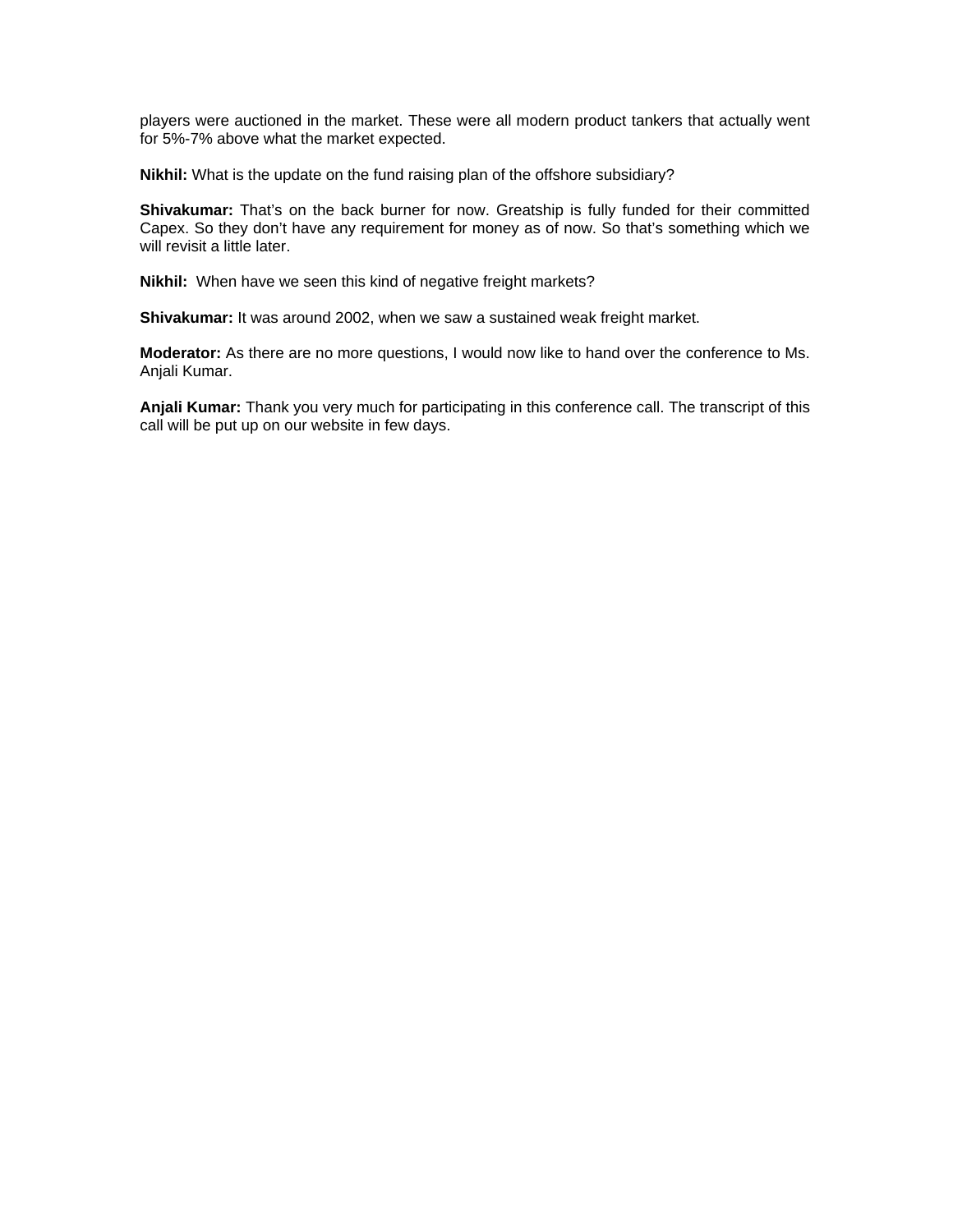players were auctioned in the market. These were all modern product tankers that actually went for 5%-7% above what the market expected.

**Nikhil:** What is the update on the fund raising plan of the offshore subsidiary?

**Shivakumar:** That's on the back burner for now. Greatship is fully funded for their committed Capex. So they don't have any requirement for money as of now. So that's something which we will revisit a little later.

**Nikhil:** When have we seen this kind of negative freight markets?

**Shivakumar:** It was around 2002, when we saw a sustained weak freight market.

**Moderator:** As there are no more questions, I would now like to hand over the conference to Ms. Anjali Kumar.

**Anjali Kumar:** Thank you very much for participating in this conference call. The transcript of this call will be put up on our website in few days.